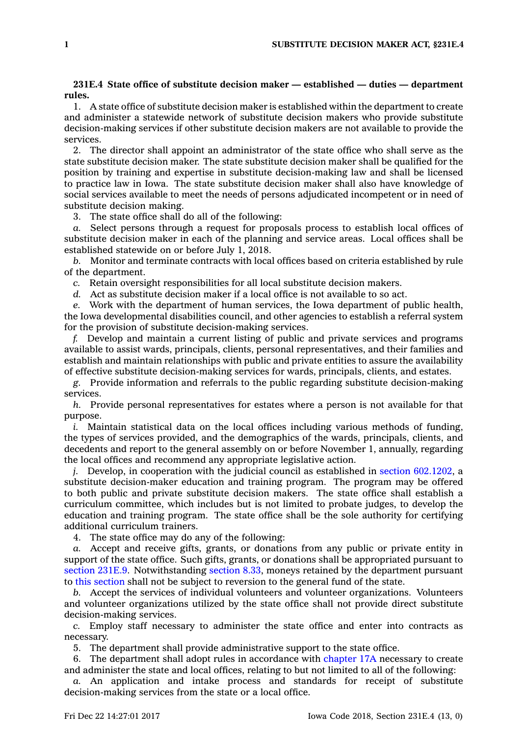**231E.4 State office of substitute decision maker — established — duties — department rules.**

1. A state office of substitute decision maker is established within the department to create and administer a statewide network of substitute decision makers who provide substitute decision-making services if other substitute decision makers are not available to provide the services.

2. The director shall appoint an administrator of the state office who shall serve as the state substitute decision maker. The state substitute decision maker shall be qualified for the position by training and expertise in substitute decision-making law and shall be licensed to practice law in Iowa. The state substitute decision maker shall also have knowledge of social services available to meet the needs of persons adjudicated incompetent or in need of substitute decision making.

3. The state office shall do all of the following:

*a.* Select persons through a request for proposals process to establish local offices of substitute decision maker in each of the planning and service areas. Local offices shall be established statewide on or before July 1, 2018.

*b.* Monitor and terminate contracts with local offices based on criteria established by rule of the department.

*c.* Retain oversight responsibilities for all local substitute decision makers.

*d.* Act as substitute decision maker if a local office is not available to so act.

*e.* Work with the department of human services, the Iowa department of public health, the Iowa developmental disabilities council, and other agencies to establish a referral system for the provision of substitute decision-making services.

*f.* Develop and maintain a current listing of public and private services and programs available to assist wards, principals, clients, personal representatives, and their families and establish and maintain relationships with public and private entities to assure the availability of effective substitute decision-making services for wards, principals, clients, and estates.

*g.* Provide information and referrals to the public regarding substitute decision-making services.

*h.* Provide personal representatives for estates where a person is not available for that purpose.

*i.* Maintain statistical data on the local offices including various methods of funding, the types of services provided, and the demographics of the wards, principals, clients, and decedents and report to the general assembly on or before November 1, annually, regarding the local offices and recommend any appropriate legislative action.

*j.* Develop, in cooperation with the judicial council as established in section 602.1202, a substitute decision-maker education and training program. The program may be offered to both public and private substitute decision makers. The state office shall establish a curriculum committee, which includes but is not limited to probate judges, to develop the education and training program. The state office shall be the sole authority for certifying additional curriculum trainers.

4. The state office may do any of the following:

*a.* Accept and receive gifts, grants, or donations from any public or private entity in support of the state office. Such gifts, grants, or donations shall be appropriated pursuant to section 231E.9. Notwithstanding section 8.33, moneys retained by the department pursuant to this section shall not be subject to reversion to the general fund of the state.

*b.* Accept the services of individual volunteers and volunteer organizations. Volunteers and volunteer organizations utilized by the state office shall not provide direct substitute decision-making services.

*c.* Employ staff necessary to administer the state office and enter into contracts as necessary.

5. The department shall provide administrative support to the state office.

6. The department shall adopt rules in accordance with chapter 17A necessary to create and administer the state and local offices, relating to but not limited to all of the following:

*a.* An application and intake process and standards for receipt of substitute decision-making services from the state or a local office.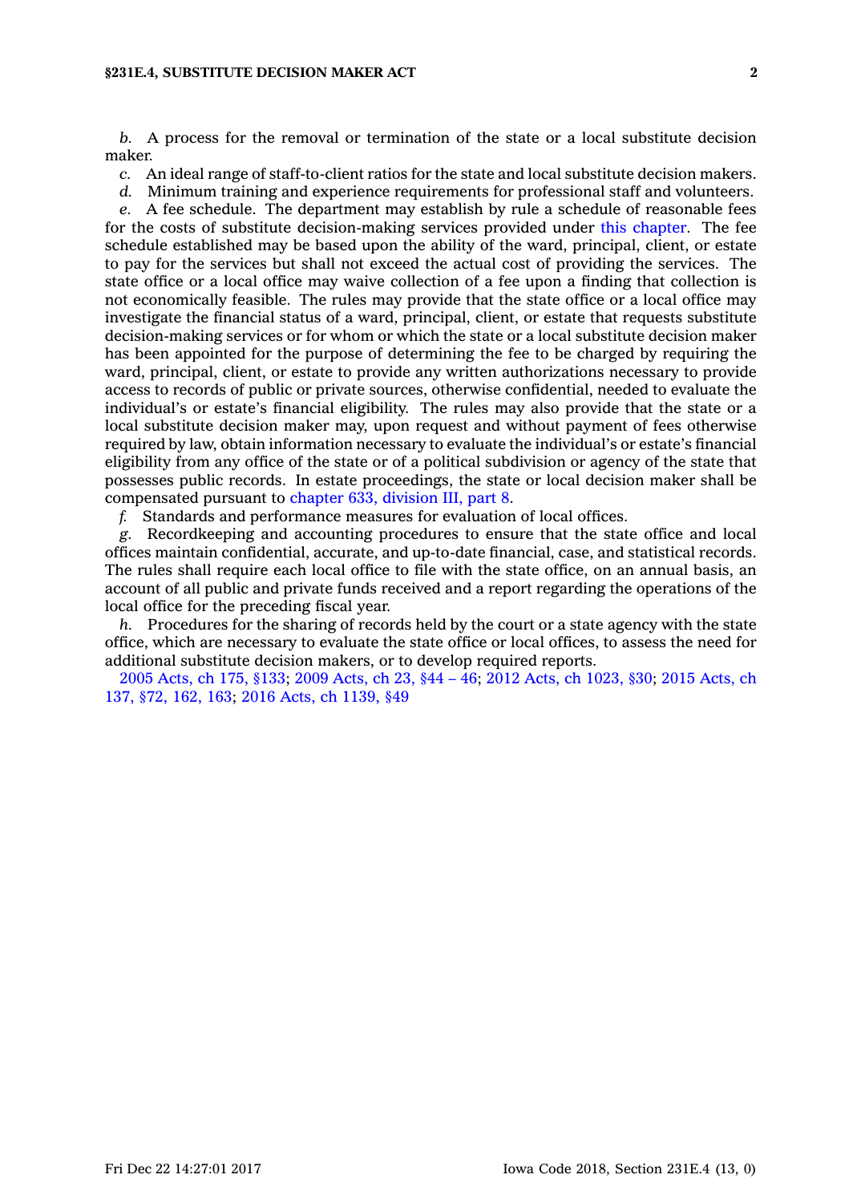*b.* A process for the removal or termination of the state or a local substitute decision maker.

*c.* An ideal range of staff-to-client ratios for the state and local substitute decision makers.

*d.* Minimum training and experience requirements for professional staff and volunteers.

*e.* A fee schedule. The department may establish by rule a schedule of reasonable fees for the costs of substitute decision-making services provided under this chapter. The fee schedule established may be based upon the ability of the ward, principal, client, or estate to pay for the services but shall not exceed the actual cost of providing the services. The state office or a local office may waive collection of a fee upon a finding that collection is not economically feasible. The rules may provide that the state office or a local office may investigate the financial status of a ward, principal, client, or estate that requests substitute decision-making services or for whom or which the state or a local substitute decision maker has been appointed for the purpose of determining the fee to be charged by requiring the ward, principal, client, or estate to provide any written authorizations necessary to provide access to records of public or private sources, otherwise confidential, needed to evaluate the individual's or estate's financial eligibility. The rules may also provide that the state or a local substitute decision maker may, upon request and without payment of fees otherwise required by law, obtain information necessary to evaluate the individual's or estate's financial eligibility from any office of the state or of a political subdivision or agency of the state that possesses public records. In estate proceedings, the state or local decision maker shall be compensated pursuant to chapter 633, division III, part 8.

*f.* Standards and performance measures for evaluation of local offices.

*g.* Recordkeeping and accounting procedures to ensure that the state office and local offices maintain confidential, accurate, and up-to-date financial, case, and statistical records. The rules shall require each local office to file with the state office, on an annual basis, an account of all public and private funds received and a report regarding the operations of the local office for the preceding fiscal year.

*h.* Procedures for the sharing of records held by the court or a state agency with the state office, which are necessary to evaluate the state office or local offices, to assess the need for additional substitute decision makers, or to develop required reports.

2005 Acts, ch 175, §133; 2009 Acts, ch 23, §44 – 46; 2012 Acts, ch 1023, §30; 2015 Acts, ch 137, §72, 162, 163; 2016 Acts, ch 1139, §49